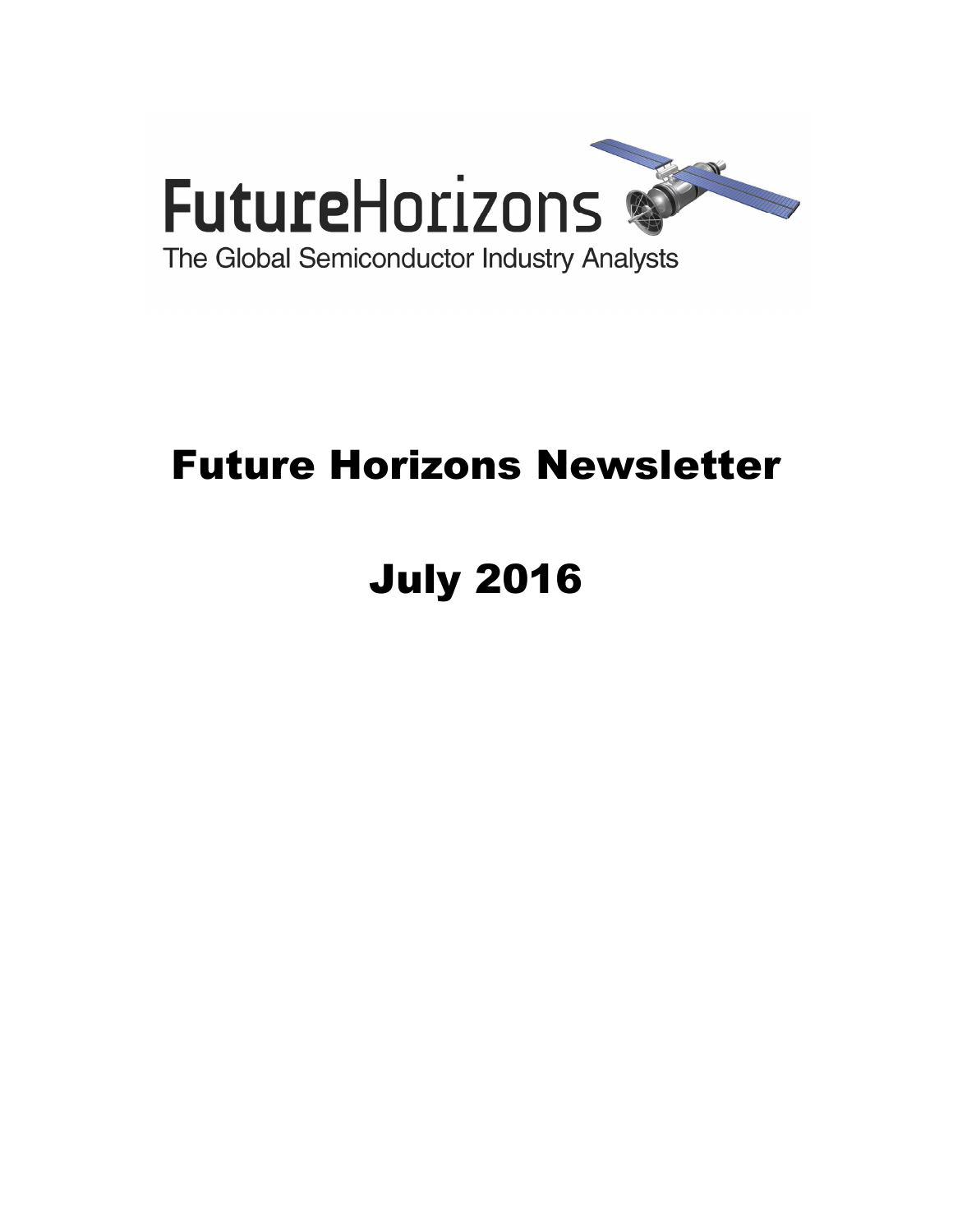FutureHorizons

The Global Semiconductor Industry Analysts

# Future Horizons Newsletter

# July 2016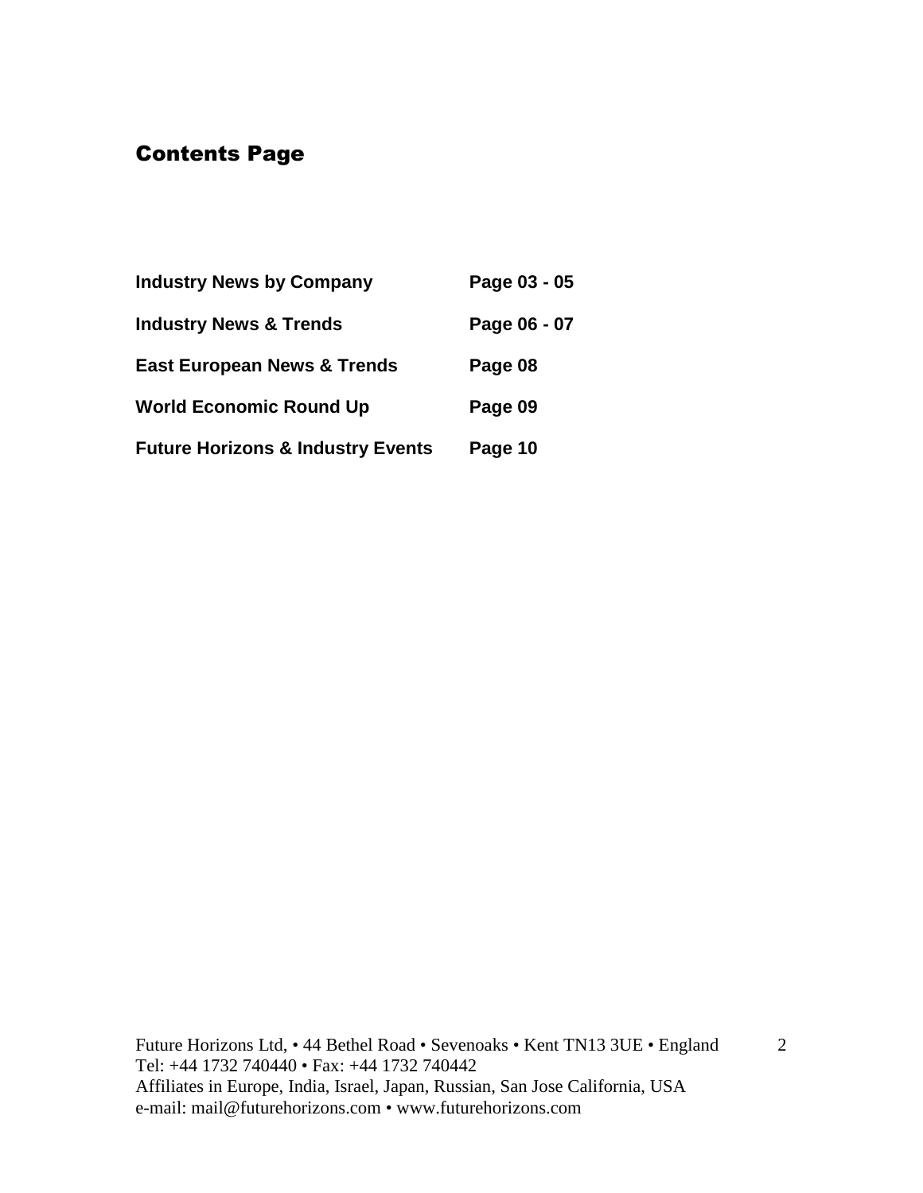## Contents Page

| | |
|---|---|
| **Industry News by Company** | **Page 03 - 05** |
| **Industry News & Trends** | **Page 06 - 07** |
| **East European News & Trends** | **Page 08** |
| **World Economic Round Up** | **Page 09** |
| **Future Horizons & Industry Events** | **Page 10** |

Future Horizons Ltd, • 44 Bethel Road • Sevenoaks • Kent TN13 3UE • England
Tel: +44 1732 740440 • Fax: +44 1732 740442
Affiliates in Europe, India, Israel, Japan, Russian, San Jose California, USA
e-mail: mail@futurehorizons.com • www.futurehorizons.com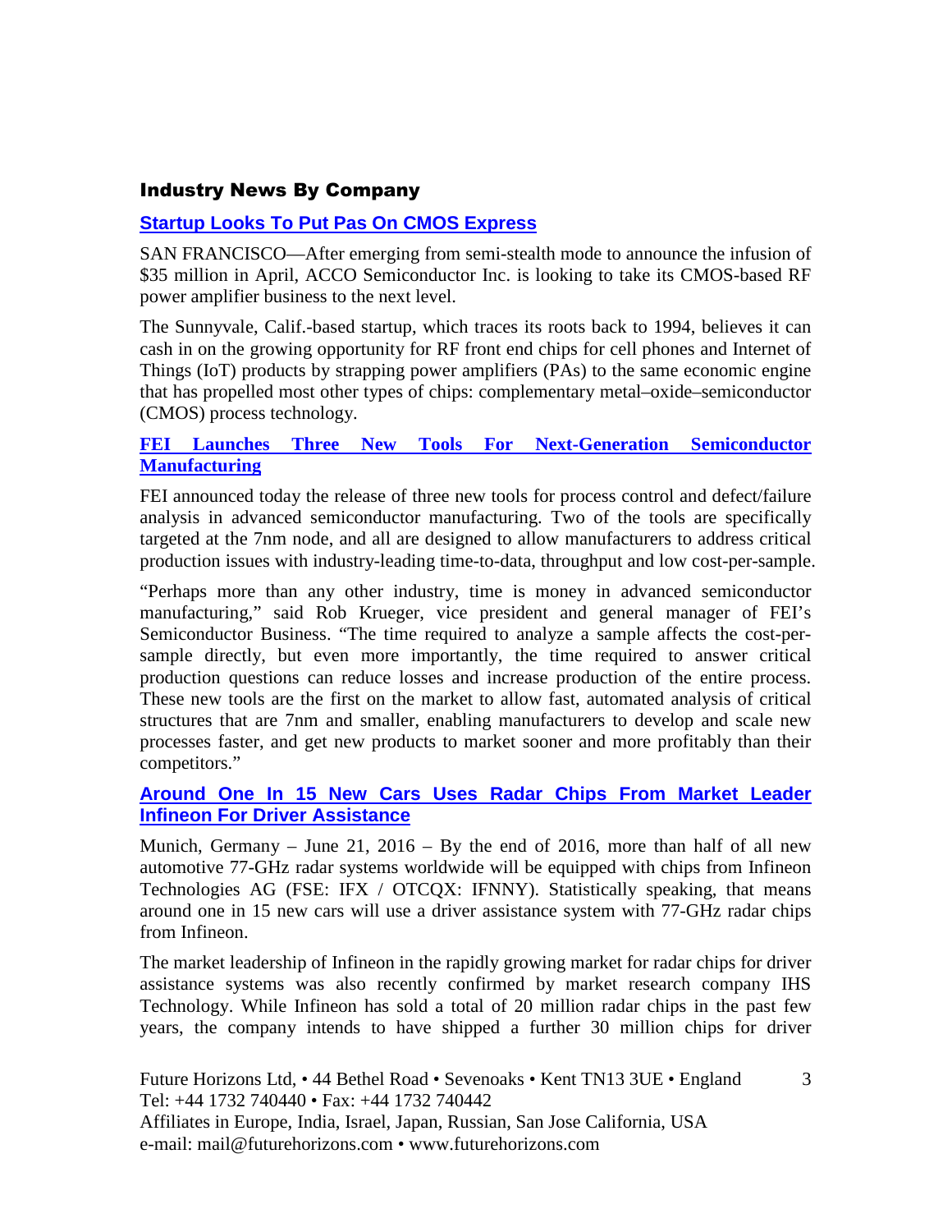## Industry News By Company

### Startup Looks To Put Pas On CMOS Express

SAN FRANCISCO—After emerging from semi-stealth mode to announce the infusion of $35 million in April, ACCO Semiconductor Inc. is looking to take its CMOS-based RF power amplifier business to the next level.

The Sunnyvale, Calif.-based startup, which traces its roots back to 1994, believes it can cash in on the growing opportunity for RF front end chips for cell phones and Internet of Things (IoT) products by strapping power amplifiers (PAs) to the same economic engine that has propelled most other types of chips: complementary metal–oxide–semiconductor (CMOS) process technology.

### FEI Launches Three New Tools For Next-Generation Semiconductor Manufacturing

FEI announced today the release of three new tools for process control and defect/failure analysis in advanced semiconductor manufacturing. Two of the tools are specifically targeted at the 7nm node, and all are designed to allow manufacturers to address critical production issues with industry-leading time-to-data, throughput and low cost-per-sample.

"Perhaps more than any other industry, time is money in advanced semiconductor manufacturing," said Rob Krueger, vice president and general manager of FEI's Semiconductor Business. "The time required to analyze a sample affects the cost-per-sample directly, but even more importantly, the time required to answer critical production questions can reduce losses and increase production of the entire process. These new tools are the first on the market to allow fast, automated analysis of critical structures that are 7nm and smaller, enabling manufacturers to develop and scale new processes faster, and get new products to market sooner and more profitably than their competitors."

### Around One In 15 New Cars Uses Radar Chips From Market Leader Infineon For Driver Assistance

Munich, Germany – June 21, 2016 – By the end of 2016, more than half of all new automotive 77-GHz radar systems worldwide will be equipped with chips from Infineon Technologies AG (FSE: IFX / OTCQX: IFNNY). Statistically speaking, that means around one in 15 new cars will use a driver assistance system with 77-GHz radar chips from Infineon.

The market leadership of Infineon in the rapidly growing market for radar chips for driver assistance systems was also recently confirmed by market research company IHS Technology. While Infineon has sold a total of 20 million radar chips in the past few years, the company intends to have shipped a further 30 million chips for driver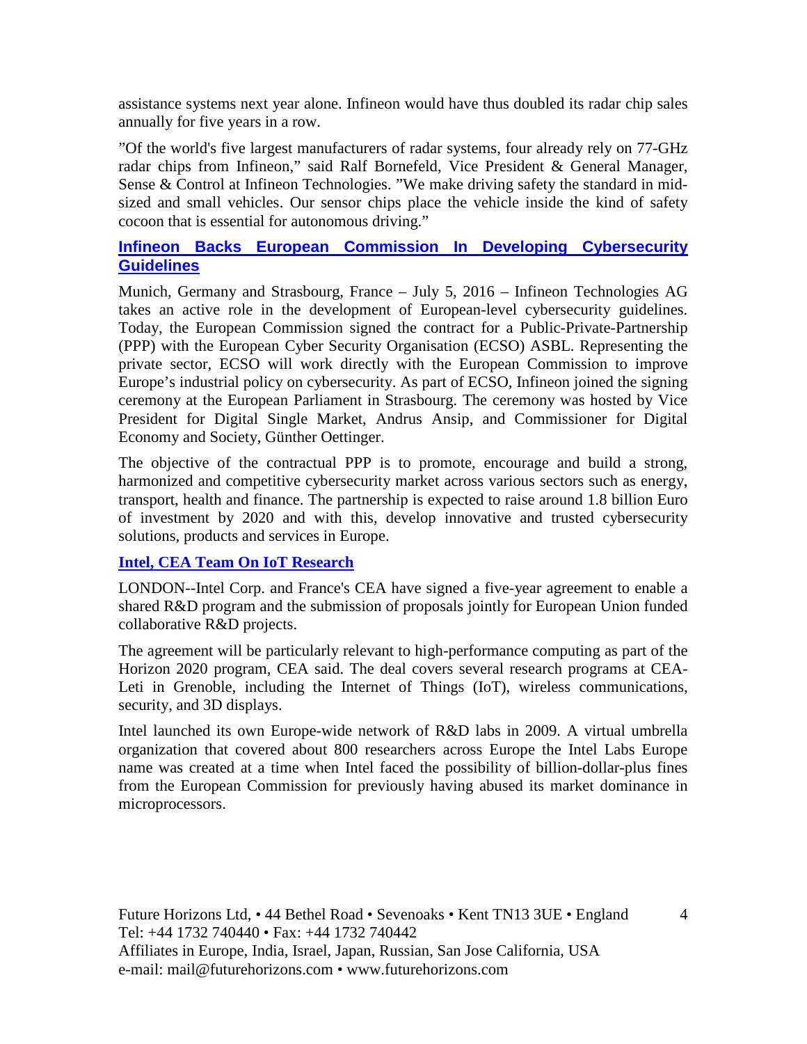assistance systems next year alone. Infineon would have thus doubled its radar chip sales annually for five years in a row.

"Of the world's five largest manufacturers of radar systems, four already rely on 77-GHz radar chips from Infineon," said Ralf Bornefeld, Vice President & General Manager, Sense & Control at Infineon Technologies. "We make driving safety the standard in mid-sized and small vehicles. Our sensor chips place the vehicle inside the kind of safety cocoon that is essential for autonomous driving."

## Infineon Backs European Commission In Developing Cybersecurity Guidelines

Munich, Germany and Strasbourg, France – July 5, 2016 – Infineon Technologies AG takes an active role in the development of European-level cybersecurity guidelines. Today, the European Commission signed the contract for a Public-Private-Partnership (PPP) with the European Cyber Security Organisation (ECSO) ASBL. Representing the private sector, ECSO will work directly with the European Commission to improve Europe's industrial policy on cybersecurity. As part of ECSO, Infineon joined the signing ceremony at the European Parliament in Strasbourg. The ceremony was hosted by Vice President for Digital Single Market, Andrus Ansip, and Commissioner for Digital Economy and Society, Günther Oettinger.

The objective of the contractual PPP is to promote, encourage and build a strong, harmonized and competitive cybersecurity market across various sectors such as energy, transport, health and finance. The partnership is expected to raise around 1.8 billion Euro of investment by 2020 and with this, develop innovative and trusted cybersecurity solutions, products and services in Europe.

## Intel, CEA Team On IoT Research

LONDON--Intel Corp. and France's CEA have signed a five-year agreement to enable a shared R&D program and the submission of proposals jointly for European Union funded collaborative R&D projects.

The agreement will be particularly relevant to high-performance computing as part of the Horizon 2020 program, CEA said. The deal covers several research programs at CEA-Leti in Grenoble, including the Internet of Things (IoT), wireless communications, security, and 3D displays.

Intel launched its own Europe-wide network of R&D labs in 2009. A virtual umbrella organization that covered about 800 researchers across Europe the Intel Labs Europe name was created at a time when Intel faced the possibility of billion-dollar-plus fines from the European Commission for previously having abused its market dominance in microprocessors.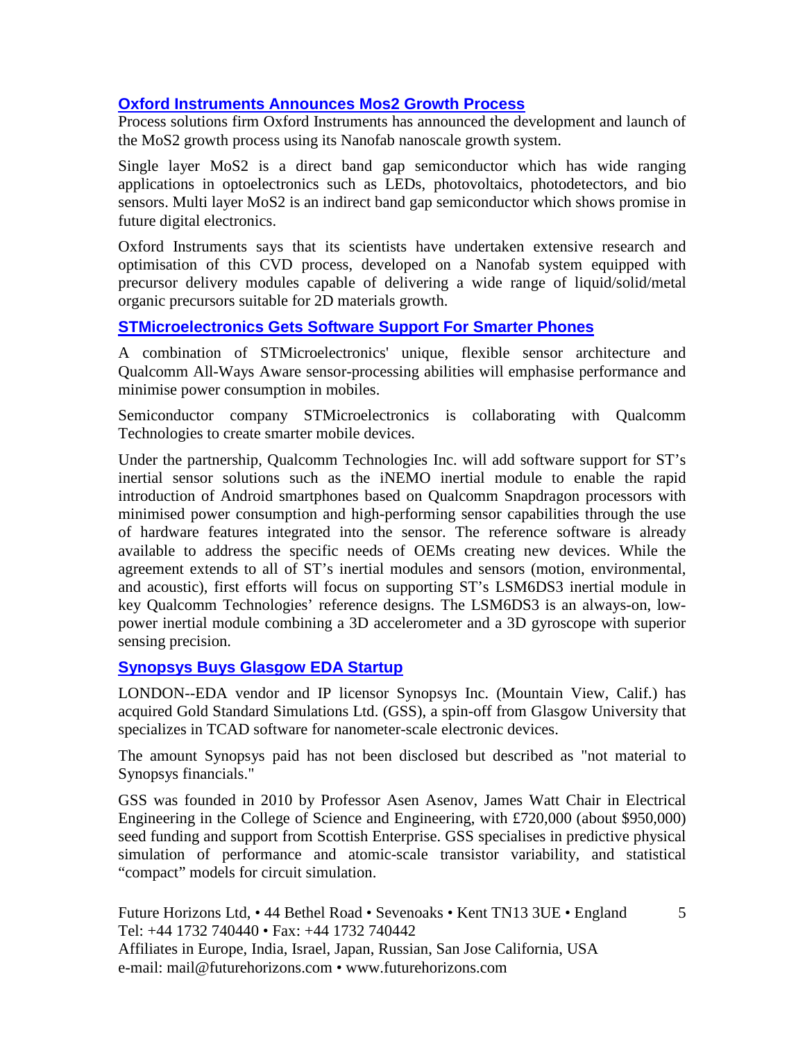### Oxford Instruments Announces Mos2 Growth Process

Process solutions firm Oxford Instruments has announced the development and launch of the $MoS_2$ growth process using its Nanofab nanoscale growth system.

Single layer $MoS_2$ is a direct band gap semiconductor which has wide ranging applications in optoelectronics such as LEDs, photovoltaics, photodetectors, and bio sensors. Multi layer $MoS_2$ is an indirect band gap semiconductor which shows promise in future digital electronics.

Oxford Instruments says that its scientists have undertaken extensive research and optimisation of this CVD process, developed on a Nanofab system equipped with precursor delivery modules capable of delivering a wide range of liquid/solid/metal organic precursors suitable for 2D materials growth.

### STMicroelectronics Gets Software Support For Smarter Phones

A combination of STMicroelectronics' unique, flexible sensor architecture and Qualcomm All-Ways Aware sensor-processing abilities will emphasise performance and minimise power consumption in mobiles.

Semiconductor company STMicroelectronics is collaborating with Qualcomm Technologies to create smarter mobile devices.

Under the partnership, Qualcomm Technologies Inc. will add software support for ST's inertial sensor solutions such as the iNEMO inertial module to enable the rapid introduction of Android smartphones based on Qualcomm Snapdragon processors with minimised power consumption and high-performing sensor capabilities through the use of hardware features integrated into the sensor. The reference software is already available to address the specific needs of OEMs creating new devices. While the agreement extends to all of ST's inertial modules and sensors (motion, environmental, and acoustic), first efforts will focus on supporting ST's LSM6DS3 inertial module in key Qualcomm Technologies' reference designs. The LSM6DS3 is an always-on, low-power inertial module combining a 3D accelerometer and a 3D gyroscope with superior sensing precision.

### Synopsys Buys Glasgow EDA Startup

LONDON--EDA vendor and IP licensor Synopsys Inc. (Mountain View, Calif.) has acquired Gold Standard Simulations Ltd. (GSS), a spin-off from Glasgow University that specializes in TCAD software for nanometer-scale electronic devices.

The amount Synopsys paid has not been disclosed but described as "not material to Synopsys financials."

GSS was founded in 2010 by Professor Asen Asenov, James Watt Chair in Electrical Engineering in the College of Science and Engineering, with £720,000 (about $950,000) seed funding and support from Scottish Enterprise. GSS specialises in predictive physical simulation of performance and atomic-scale transistor variability, and statistical "compact" models for circuit simulation.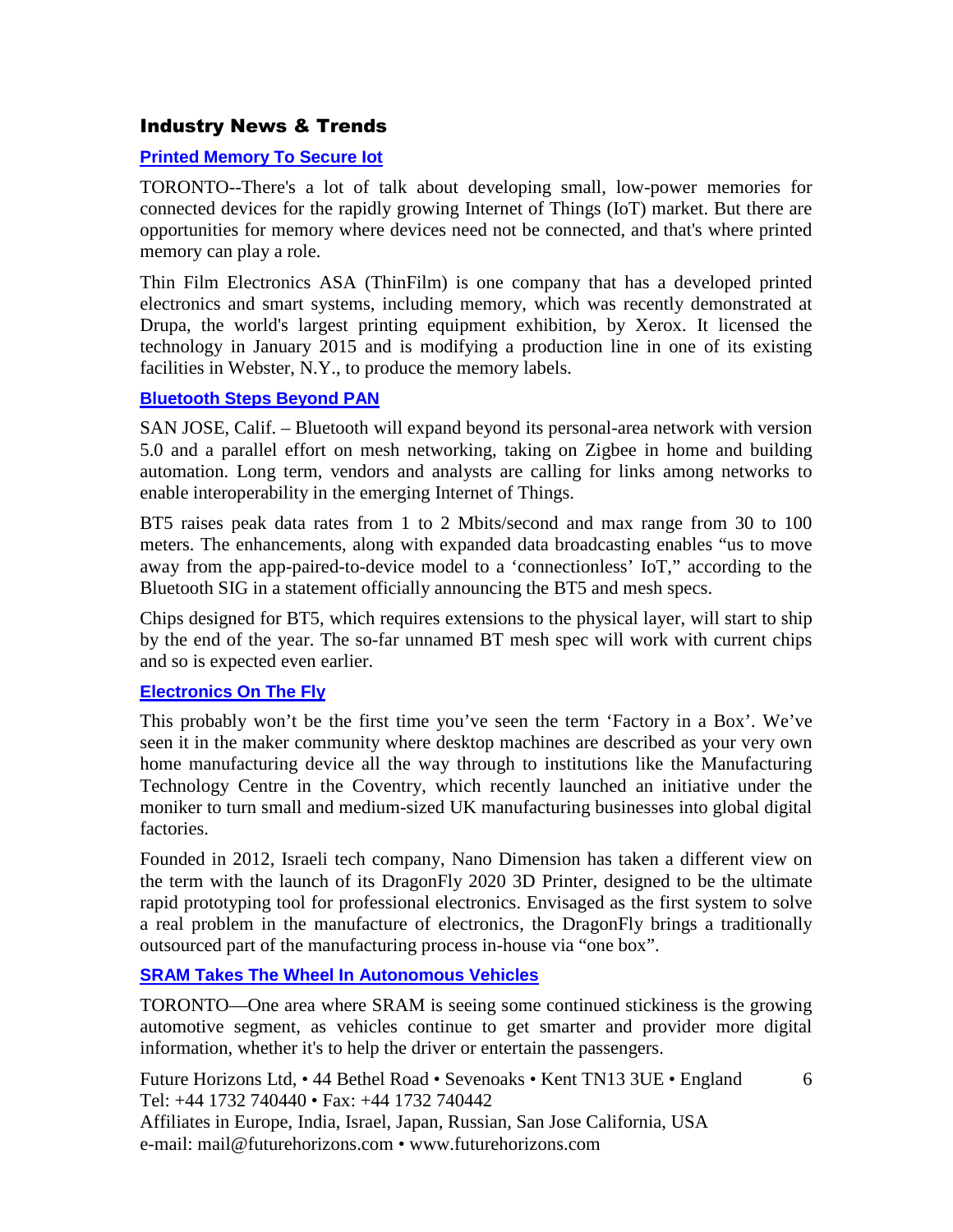## Industry News & Trends

### Printed Memory To Secure Iot

TORONTO--There's a lot of talk about developing small, low-power memories for connected devices for the rapidly growing Internet of Things (IoT) market. But there are opportunities for memory where devices need not be connected, and that's where printed memory can play a role.

Thin Film Electronics ASA (ThinFilm) is one company that has a developed printed electronics and smart systems, including memory, which was recently demonstrated at Drupa, the world's largest printing equipment exhibition, by Xerox. It licensed the technology in January 2015 and is modifying a production line in one of its existing facilities in Webster, N.Y., to produce the memory labels.

### Bluetooth Steps Beyond PAN

SAN JOSE, Calif. – Bluetooth will expand beyond its personal-area network with version 5.0 and a parallel effort on mesh networking, taking on Zigbee in home and building automation. Long term, vendors and analysts are calling for links among networks to enable interoperability in the emerging Internet of Things.

BT5 raises peak data rates from 1 to 2 Mbits/second and max range from 30 to 100 meters. The enhancements, along with expanded data broadcasting enables "us to move away from the app-paired-to-device model to a 'connectionless' IoT," according to the Bluetooth SIG in a statement officially announcing the BT5 and mesh specs.

Chips designed for BT5, which requires extensions to the physical layer, will start to ship by the end of the year. The so-far unnamed BT mesh spec will work with current chips and so is expected even earlier.

### Electronics On The Fly

This probably won't be the first time you've seen the term 'Factory in a Box'. We've seen it in the maker community where desktop machines are described as your very own home manufacturing device all the way through to institutions like the Manufacturing Technology Centre in the Coventry, which recently launched an initiative under the moniker to turn small and medium-sized UK manufacturing businesses into global digital factories.

Founded in 2012, Israeli tech company, Nano Dimension has taken a different view on the term with the launch of its DragonFly 2020 3D Printer, designed to be the ultimate rapid prototyping tool for professional electronics. Envisaged as the first system to solve a real problem in the manufacture of electronics, the DragonFly brings a traditionally outsourced part of the manufacturing process in-house via "one box".

### SRAM Takes The Wheel In Autonomous Vehicles

TORONTO—One area where SRAM is seeing some continued stickiness is the growing automotive segment, as vehicles continue to get smarter and provider more digital information, whether it's to help the driver or entertain the passengers.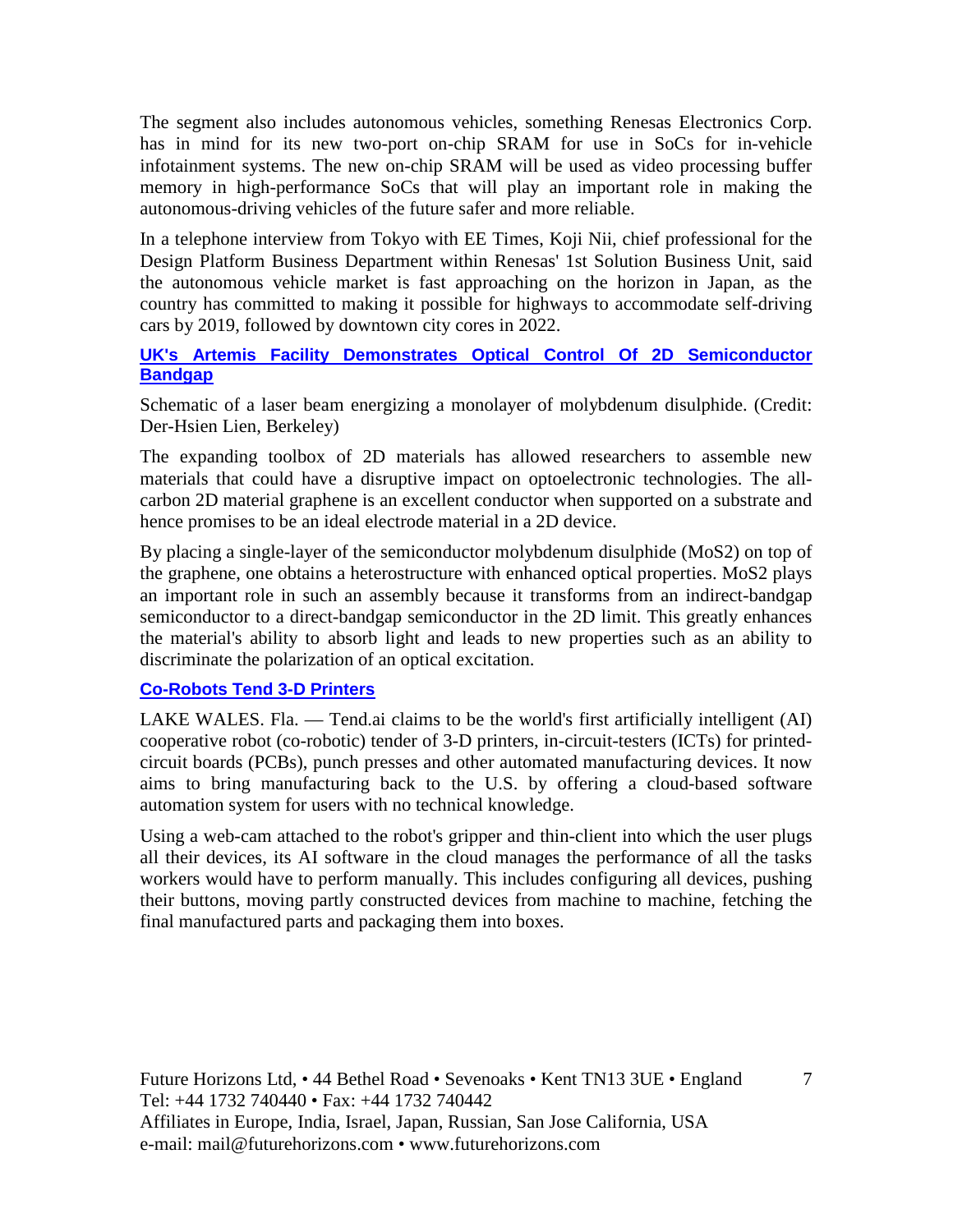The segment also includes autonomous vehicles, something Renesas Electronics Corp. has in mind for its new two-port on-chip SRAM for use in SoCs for in-vehicle infotainment systems. The new on-chip SRAM will be used as video processing buffer memory in high-performance SoCs that will play an important role in making the autonomous-driving vehicles of the future safer and more reliable.

In a telephone interview from Tokyo with EE Times, Koji Nii, chief professional for the Design Platform Business Department within Renesas' 1st Solution Business Unit, said the autonomous vehicle market is fast approaching on the horizon in Japan, as the country has committed to making it possible for highways to accommodate self-driving cars by 2019, followed by downtown city cores in 2022.

### UK's Artemis Facility Demonstrates Optical Control Of 2D Semiconductor Bandgap

Schematic of a laser beam energizing a monolayer of molybdenum disulphide. (Credit: Der-Hsien Lien, Berkeley)

The expanding toolbox of 2D materials has allowed researchers to assemble new materials that could have a disruptive impact on optoelectronic technologies. The all-carbon 2D material graphene is an excellent conductor when supported on a substrate and hence promises to be an ideal electrode material in a 2D device.

By placing a single-layer of the semiconductor molybdenum disulphide ($MoS_2$) on top of the graphene, one obtains a heterostructure with enhanced optical properties. $MoS_2$ plays an important role in such an assembly because it transforms from an indirect-bandgap semiconductor to a direct-bandgap semiconductor in the 2D limit. This greatly enhances the material's ability to absorb light and leads to new properties such as an ability to discriminate the polarization of an optical excitation.

### Co-Robots Tend 3-D Printers

LAKE WALES. Fla. — Tend.ai claims to be the world's first artificially intelligent (AI) cooperative robot (co-robotic) tender of 3-D printers, in-circuit-testers (ICTs) for printed-circuit boards (PCBs), punch presses and other automated manufacturing devices. It now aims to bring manufacturing back to the U.S. by offering a cloud-based software automation system for users with no technical knowledge.

Using a web-cam attached to the robot's gripper and thin-client into which the user plugs all their devices, its AI software in the cloud manages the performance of all the tasks workers would have to perform manually. This includes configuring all devices, pushing their buttons, moving partly constructed devices from machine to machine, fetching the final manufactured parts and packaging them into boxes.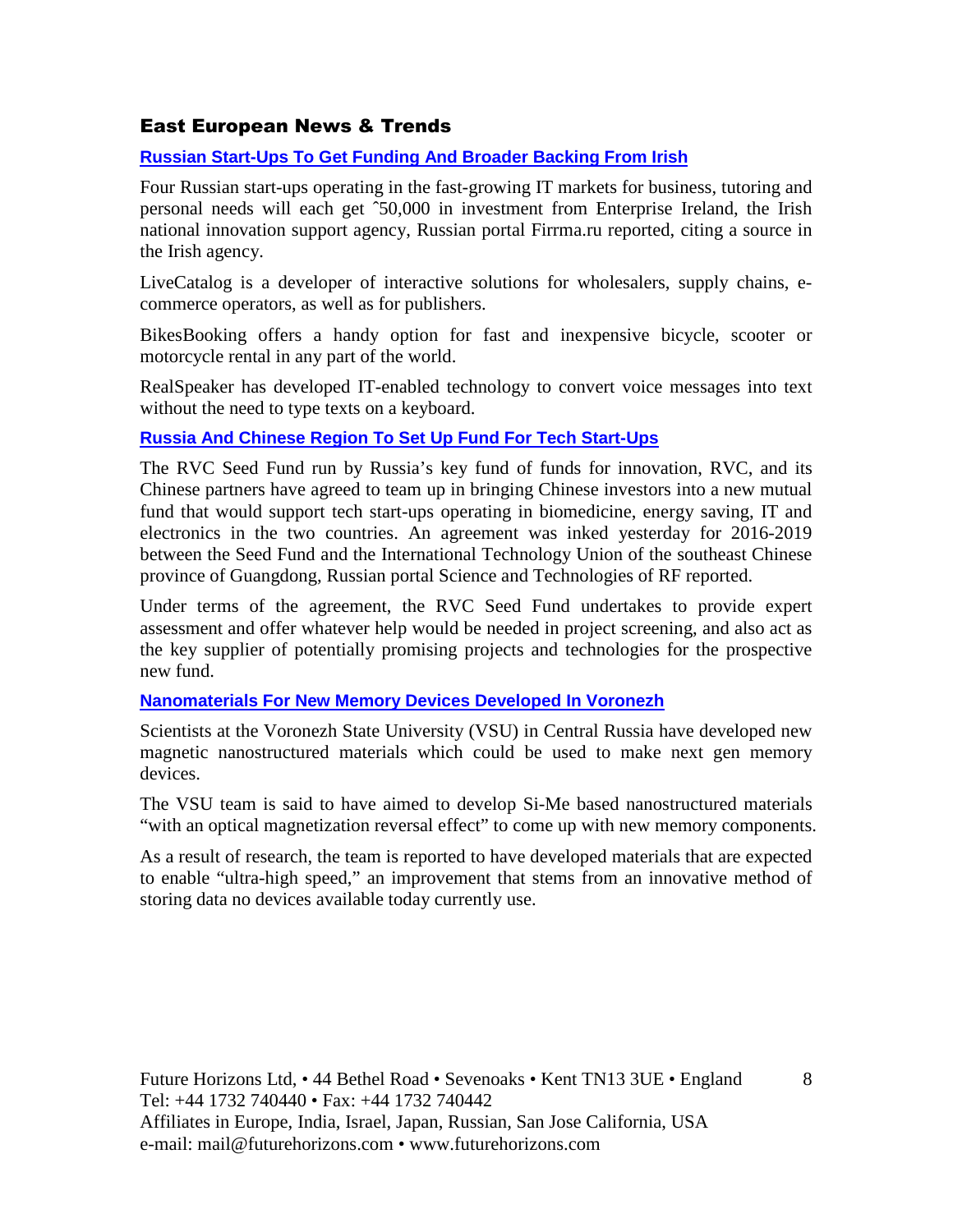## East European News & Trends

### Russian Start-Ups To Get Funding And Broader Backing From Irish

Four Russian start-ups operating in the fast-growing IT markets for business, tutoring and personal needs will each get ˆ50,000 in investment from Enterprise Ireland, the Irish national innovation support agency, Russian portal Firrma.ru reported, citing a source in the Irish agency.

LiveCatalog is a developer of interactive solutions for wholesalers, supply chains, e-commerce operators, as well as for publishers.

BikesBooking offers a handy option for fast and inexpensive bicycle, scooter or motorcycle rental in any part of the world.

RealSpeaker has developed IT-enabled technology to convert voice messages into text without the need to type texts on a keyboard.

### Russia And Chinese Region To Set Up Fund For Tech Start-Ups

The RVC Seed Fund run by Russia's key fund of funds for innovation, RVC, and its Chinese partners have agreed to team up in bringing Chinese investors into a new mutual fund that would support tech start-ups operating in biomedicine, energy saving, IT and electronics in the two countries. An agreement was inked yesterday for 2016-2019 between the Seed Fund and the International Technology Union of the southeast Chinese province of Guangdong, Russian portal Science and Technologies of RF reported.

Under terms of the agreement, the RVC Seed Fund undertakes to provide expert assessment and offer whatever help would be needed in project screening, and also act as the key supplier of potentially promising projects and technologies for the prospective new fund.

### Nanomaterials For New Memory Devices Developed In Voronezh

Scientists at the Voronezh State University (VSU) in Central Russia have developed new magnetic nanostructured materials which could be used to make next gen memory devices.

The VSU team is said to have aimed to develop Si-Me based nanostructured materials "with an optical magnetization reversal effect" to come up with new memory components.

As a result of research, the team is reported to have developed materials that are expected to enable "ultra-high speed," an improvement that stems from an innovative method of storing data no devices available today currently use.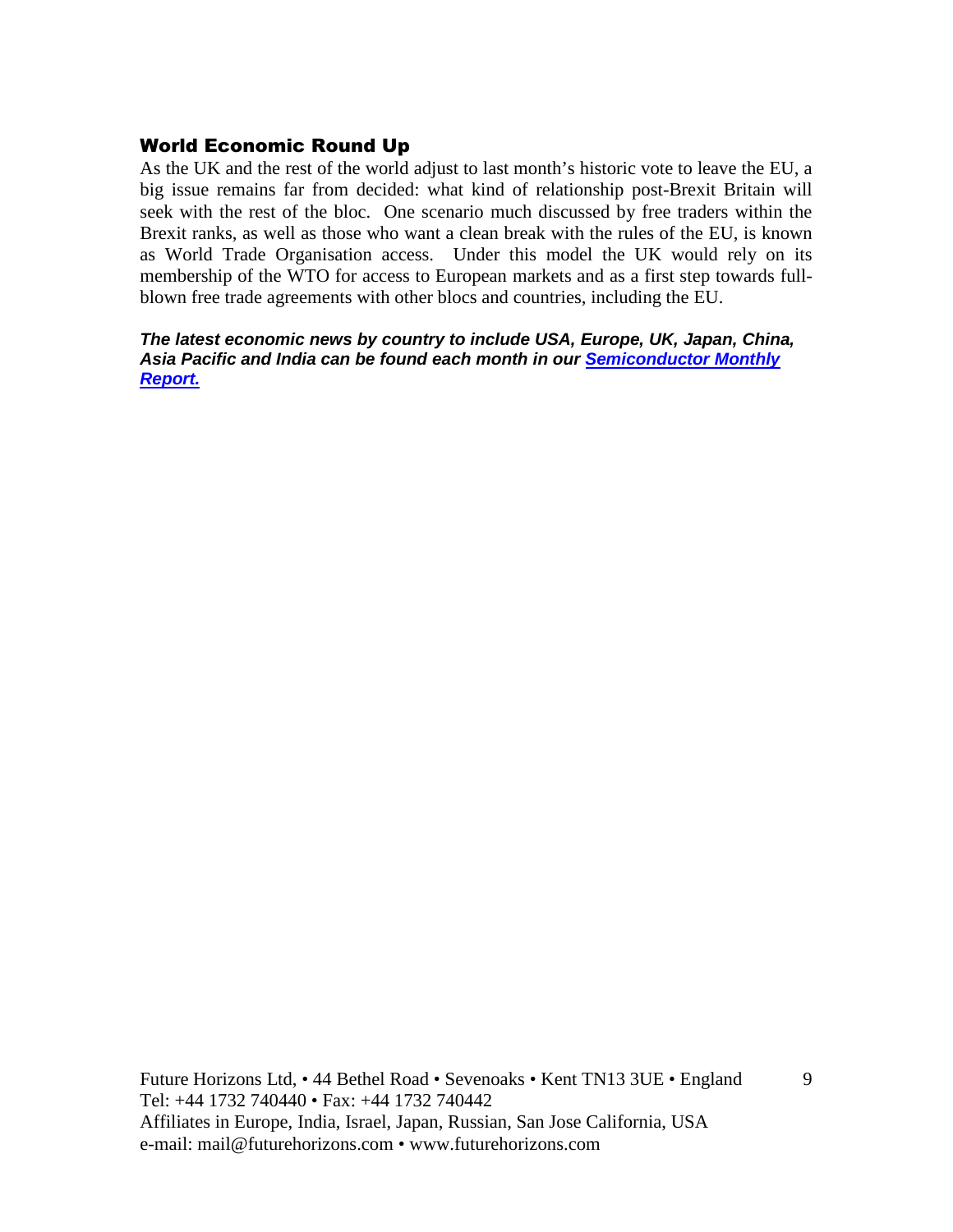## World Economic Round Up

As the UK and the rest of the world adjust to last month's historic vote to leave the EU, a big issue remains far from decided: what kind of relationship post-Brexit Britain will seek with the rest of the bloc. One scenario much discussed by free traders within the Brexit ranks, as well as those who want a clean break with the rules of the EU, is known as World Trade Organisation access. Under this model the UK would rely on its membership of the WTO for access to European markets and as a first step towards full-blown free trade agreements with other blocs and countries, including the EU.

***The latest economic news by country to include USA, Europe, UK, Japan, China, Asia Pacific and India can be found each month in our Semiconductor Monthly Report.***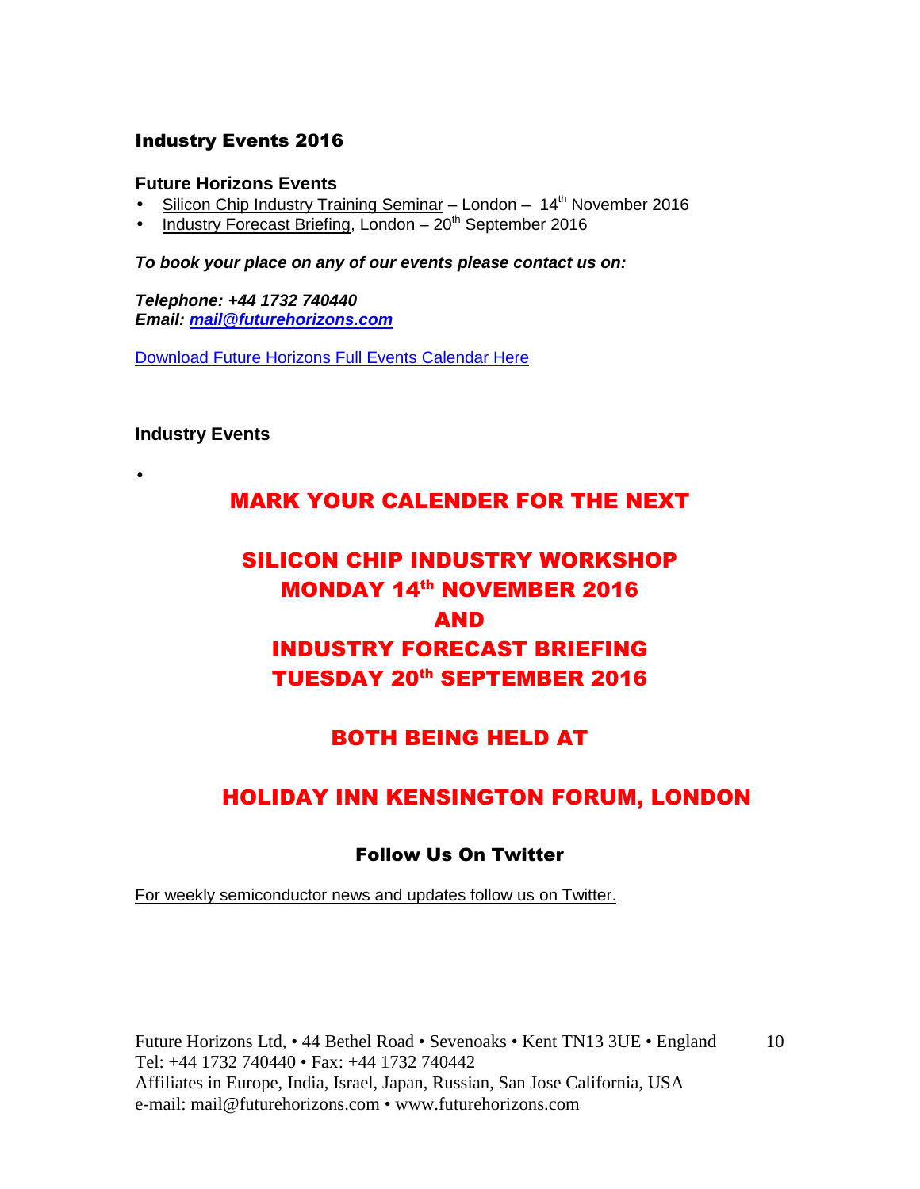## Industry Events 2016

### Future Horizons Events

- Silicon Chip Industry Training Seminar – London – 14th November 2016
- Industry Forecast Briefing, London – 20th September 2016

***To book your place on any of our events please contact us on:***

***Telephone: +44 1732 740440***
***Email: mail@futurehorizons.com***

Download Future Horizons Full Events Calendar Here

### Industry Events

- 

**MARK YOUR CALENDER FOR THE NEXT**

**SILICON CHIP INDUSTRY WORKSHOP**
**MONDAY 14th NOVEMBER 2016**
**AND**
**INDUSTRY FORECAST BRIEFING**
**TUESDAY 20th SEPTEMBER 2016**

**BOTH BEING HELD AT**

**HOLIDAY INN KENSINGTON FORUM, LONDON**

**Follow Us On Twitter**

For weekly semiconductor news and updates follow us on Twitter.

Future Horizons Ltd, • 44 Bethel Road • Sevenoaks • Kent TN13 3UE • England
Tel: +44 1732 740440 • Fax: +44 1732 740442
Affiliates in Europe, India, Israel, Japan, Russian, San Jose California, USA
e-mail: mail@futurehorizons.com • www.futurehorizons.com